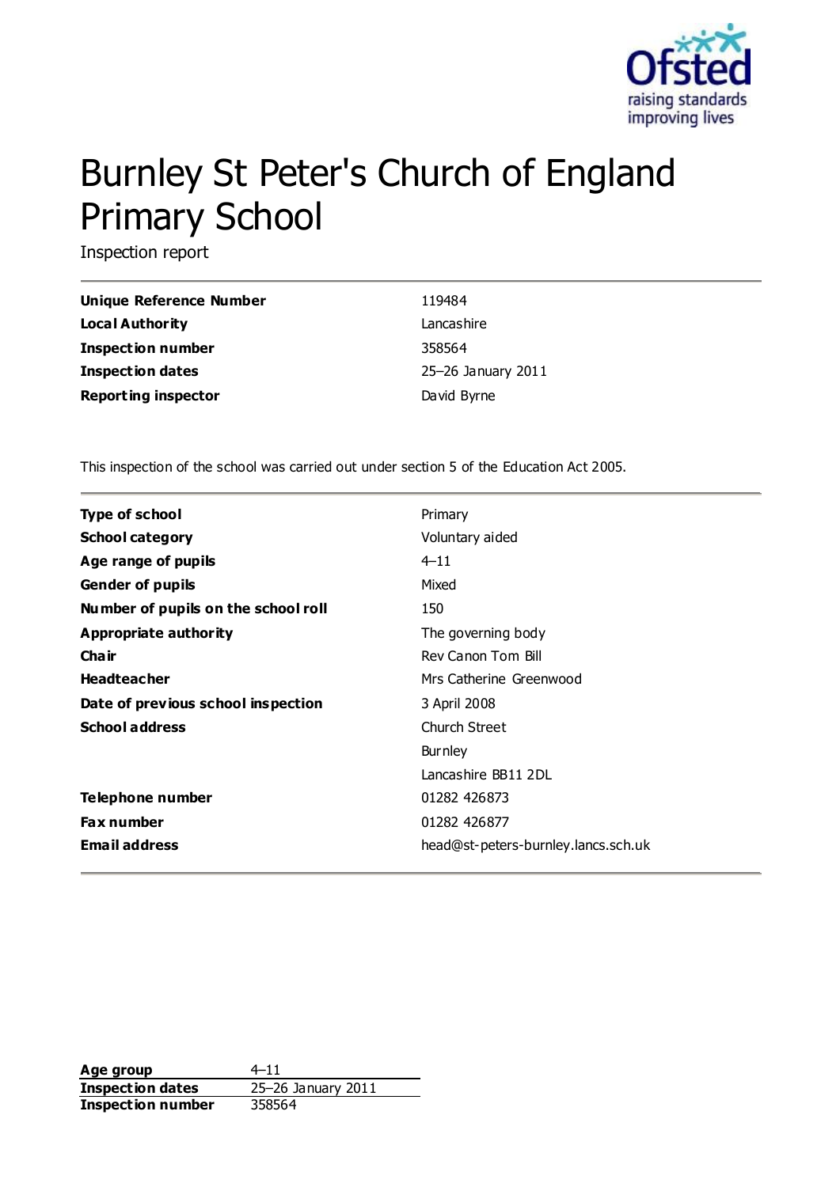# Burnley St Peter's Church of England Primary School

Inspection report

| | |
|---|---|
| **Unique Reference Number** | 119484 |
| **Local Authority** | Lancashire |
| **Inspection number** | 358564 |
| **Inspection dates** | 25–26 January 2011 |
| **Reporting inspector** | David Byrne |

This inspection of the school was carried out under section 5 of the Education Act 2005.

| | |
|---|---|
| **Type of school** | Primary |
| **School category** | Voluntary aided |
| **Age range of pupils** | 4–11 |
| **Gender of pupils** | Mixed |
| **Number of pupils on the school roll** | 150 |
| **Appropriate authority** | The governing body |
| **Chair** | Rev Canon Tom Bill |
| **Headteacher** | Mrs Catherine Greenwood |
| **Date of previous school inspection** | 3 April 2008 |
| **School address** | Church Street<br>Burnley<br>Lancashire BB11 2DL |
| **Telephone number** | 01282 426873 |
| **Fax number** | 01282 426877 |
| **Email address** | head@st-peters-burnley.lancs.sch.uk |

| | |
|---|---|
| **Age group** | 4–11 |
| **Inspection dates** | 25–26 January 2011 |
| **Inspection number** | 358564 |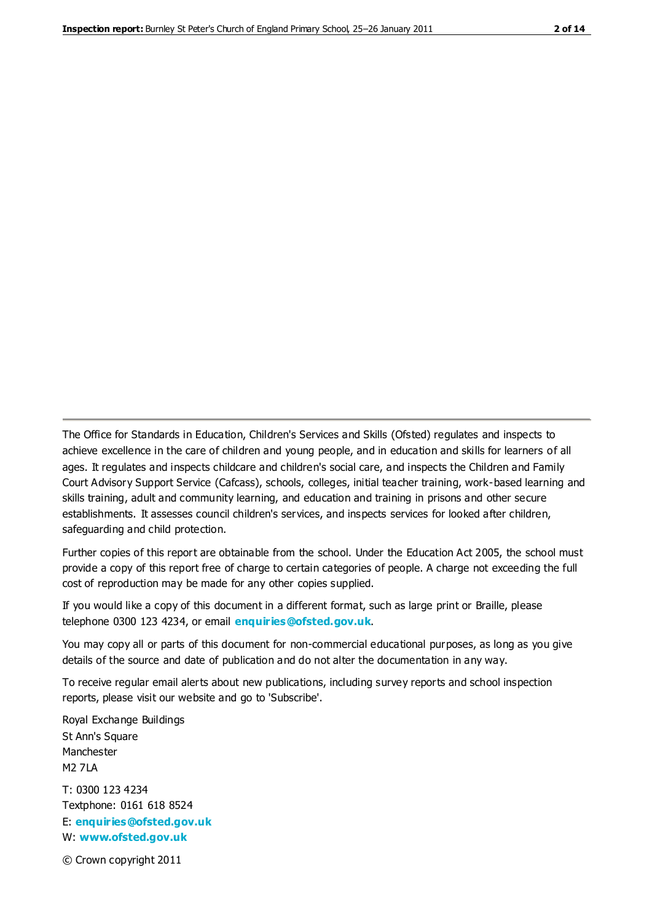The Office for Standards in Education, Children's Services and Skills (Ofsted) regulates and inspects to achieve excellence in the care of children and young people, and in education and skills for learners of all ages. It regulates and inspects childcare and children's social care, and inspects the Children and Family Court Advisory Support Service (Cafcass), schools, colleges, initial teacher training, work-based learning and skills training, adult and community learning, and education and training in prisons and other secure establishments. It assesses council children's services, and inspects services for looked after children, safeguarding and child protection.

Further copies of this report are obtainable from the school. Under the Education Act 2005, the school must provide a copy of this report free of charge to certain categories of people. A charge not exceeding the full cost of reproduction may be made for any other copies supplied.

If you would like a copy of this document in a different format, such as large print or Braille, please telephone 0300 123 4234, or email **enquiries@ofsted.gov.uk**.

You may copy all or parts of this document for non-commercial educational purposes, as long as you give details of the source and date of publication and do not alter the documentation in any way.

To receive regular email alerts about new publications, including survey reports and school inspection reports, please visit our website and go to 'Subscribe'.

Royal Exchange Buildings
St Ann's Square
Manchester
M2 7LA

T: 0300 123 4234
Textphone: 0161 618 8524
E: **enquiries@ofsted.gov.uk**
W: **www.ofsted.gov.uk**

© Crown copyright 2011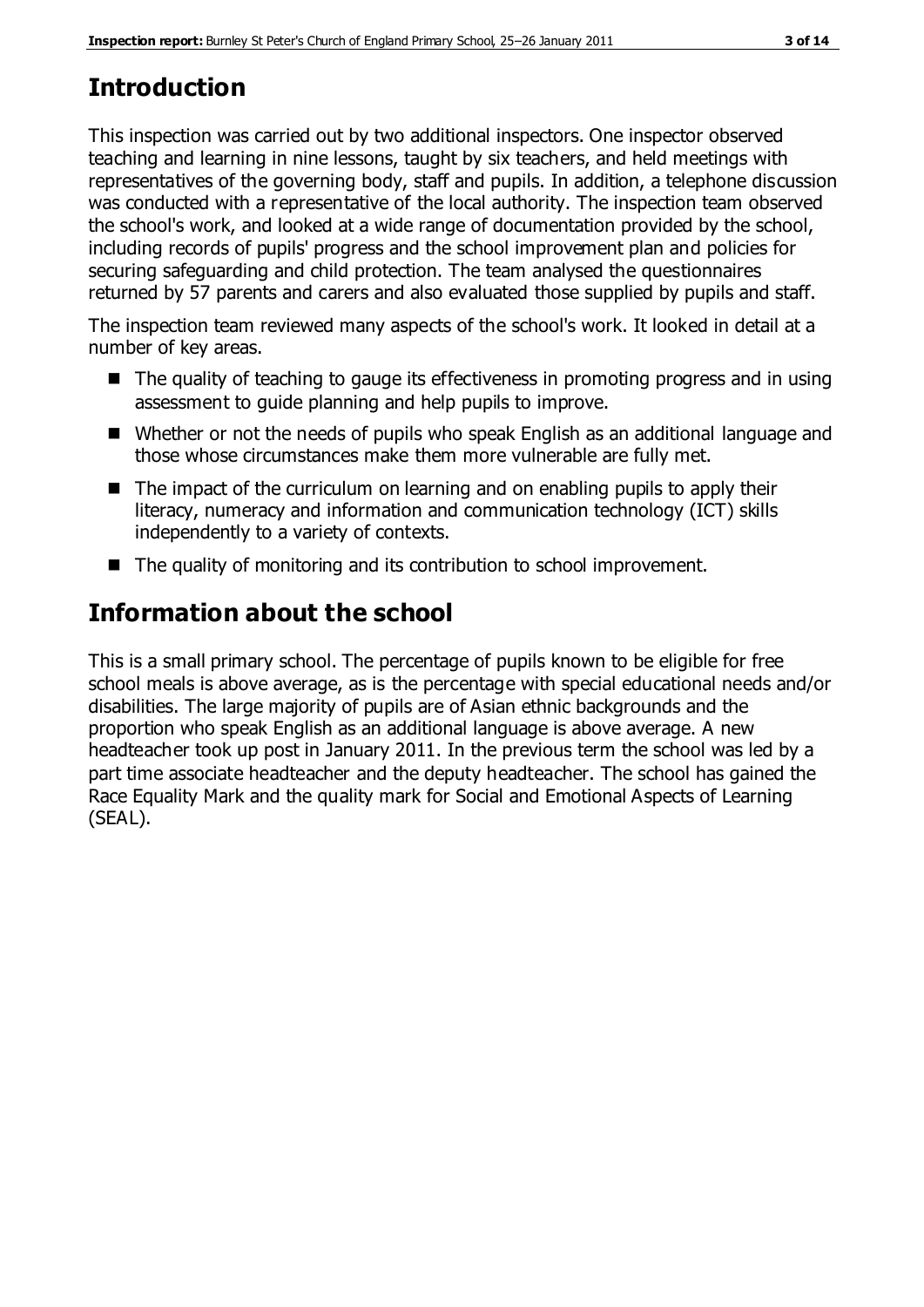## Introduction

This inspection was carried out by two additional inspectors. One inspector observed teaching and learning in nine lessons, taught by six teachers, and held meetings with representatives of the governing body, staff and pupils. In addition, a telephone discussion was conducted with a representative of the local authority. The inspection team observed the school's work, and looked at a wide range of documentation provided by the school, including records of pupils' progress and the school improvement plan and policies for securing safeguarding and child protection. The team analysed the questionnaires returned by 57 parents and carers and also evaluated those supplied by pupils and staff.

The inspection team reviewed many aspects of the school's work. It looked in detail at a number of key areas.

- The quality of teaching to gauge its effectiveness in promoting progress and in using assessment to guide planning and help pupils to improve.
- Whether or not the needs of pupils who speak English as an additional language and those whose circumstances make them more vulnerable are fully met.
- The impact of the curriculum on learning and on enabling pupils to apply their literacy, numeracy and information and communication technology (ICT) skills independently to a variety of contexts.
- The quality of monitoring and its contribution to school improvement.

## Information about the school

This is a small primary school. The percentage of pupils known to be eligible for free school meals is above average, as is the percentage with special educational needs and/or disabilities. The large majority of pupils are of Asian ethnic backgrounds and the proportion who speak English as an additional language is above average. A new headteacher took up post in January 2011. In the previous term the school was led by a part time associate headteacher and the deputy headteacher. The school has gained the Race Equality Mark and the quality mark for Social and Emotional Aspects of Learning (SEAL).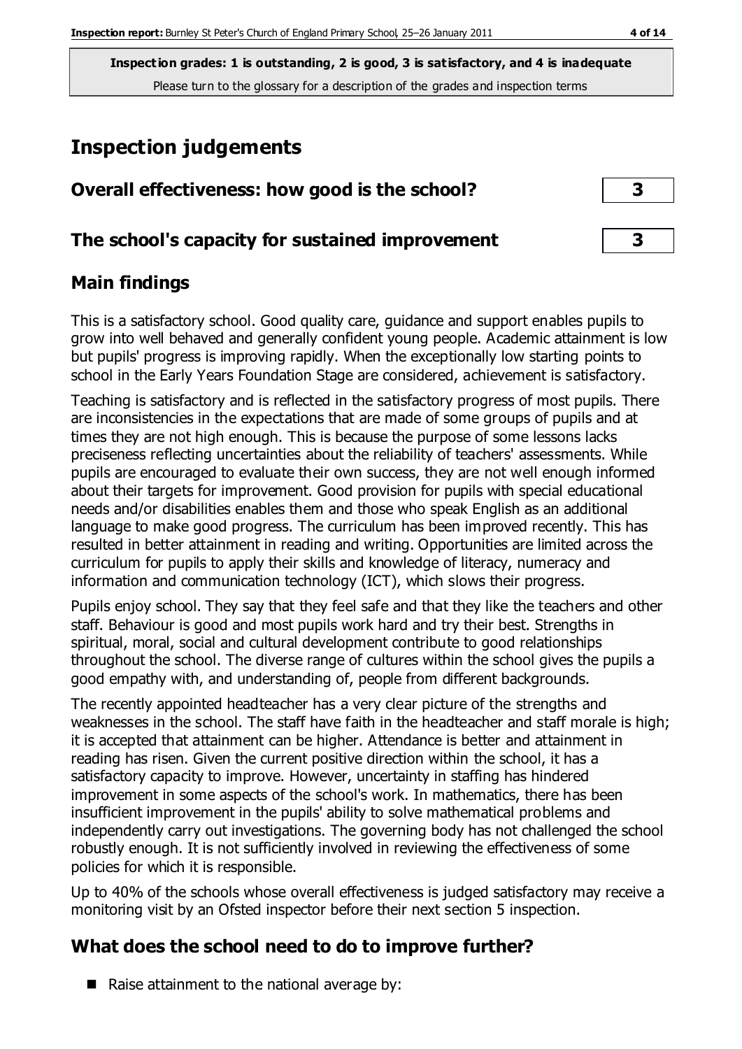**Inspection grades: 1 is outstanding, 2 is good, 3 is satisfactory, and 4 is inadequate**
Please turn to the glossary for a description of the grades and inspection terms

# Inspection judgements

| Overall effectiveness: how good is the school? | 3 |
|---|---|
| **The school's capacity for sustained improvement** | **3** |

## Main findings

This is a satisfactory school. Good quality care, guidance and support enables pupils to grow into well behaved and generally confident young people. Academic attainment is low but pupils' progress is improving rapidly. When the exceptionally low starting points to school in the Early Years Foundation Stage are considered, achievement is satisfactory.

Teaching is satisfactory and is reflected in the satisfactory progress of most pupils. There are inconsistencies in the expectations that are made of some groups of pupils and at times they are not high enough. This is because the purpose of some lessons lacks preciseness reflecting uncertainties about the reliability of teachers' assessments. While pupils are encouraged to evaluate their own success, they are not well enough informed about their targets for improvement. Good provision for pupils with special educational needs and/or disabilities enables them and those who speak English as an additional language to make good progress. The curriculum has been improved recently. This has resulted in better attainment in reading and writing. Opportunities are limited across the curriculum for pupils to apply their skills and knowledge of literacy, numeracy and information and communication technology (ICT), which slows their progress.

Pupils enjoy school. They say that they feel safe and that they like the teachers and other staff. Behaviour is good and most pupils work hard and try their best. Strengths in spiritual, moral, social and cultural development contribute to good relationships throughout the school. The diverse range of cultures within the school gives the pupils a good empathy with, and understanding of, people from different backgrounds.

The recently appointed headteacher has a very clear picture of the strengths and weaknesses in the school. The staff have faith in the headteacher and staff morale is high; it is accepted that attainment can be higher. Attendance is better and attainment in reading has risen. Given the current positive direction within the school, it has a satisfactory capacity to improve. However, uncertainty in staffing has hindered improvement in some aspects of the school's work. In mathematics, there has been insufficient improvement in the pupils' ability to solve mathematical problems and independently carry out investigations. The governing body has not challenged the school robustly enough. It is not sufficiently involved in reviewing the effectiveness of some policies for which it is responsible.

Up to 40% of the schools whose overall effectiveness is judged satisfactory may receive a monitoring visit by an Ofsted inspector before their next section 5 inspection.

## What does the school need to do to improve further?

- Raise attainment to the national average by: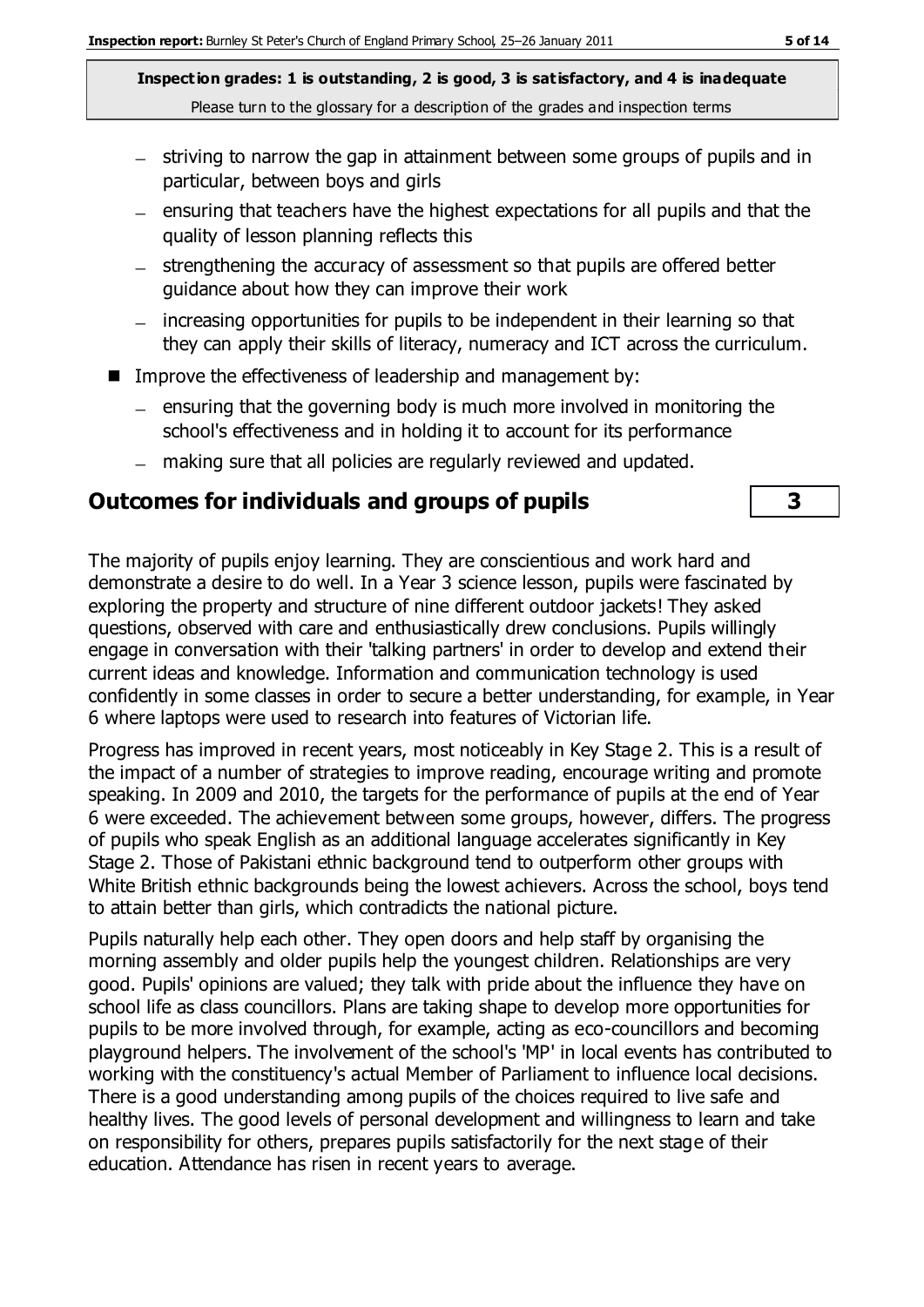- striving to narrow the gap in attainment between some groups of pupils and in particular, between boys and girls
  - ensuring that teachers have the highest expectations for all pupils and that the quality of lesson planning reflects this
  - strengthening the accuracy of assessment so that pupils are offered better guidance about how they can improve their work
  - increasing opportunities for pupils to be independent in their learning so that they can apply their skills of literacy, numeracy and ICT across the curriculum.
- Improve the effectiveness of leadership and management by:
  - ensuring that the governing body is much more involved in monitoring the school's effectiveness and in holding it to account for its performance
  - making sure that all policies are regularly reviewed and updated.

## Outcomes for individuals and groups of pupils — 3

The majority of pupils enjoy learning. They are conscientious and work hard and demonstrate a desire to do well. In a Year 3 science lesson, pupils were fascinated by exploring the property and structure of nine different outdoor jackets! They asked questions, observed with care and enthusiastically drew conclusions. Pupils willingly engage in conversation with their 'talking partners' in order to develop and extend their current ideas and knowledge. Information and communication technology is used confidently in some classes in order to secure a better understanding, for example, in Year 6 where laptops were used to research into features of Victorian life.

Progress has improved in recent years, most noticeably in Key Stage 2. This is a result of the impact of a number of strategies to improve reading, encourage writing and promote speaking. In 2009 and 2010, the targets for the performance of pupils at the end of Year 6 were exceeded. The achievement between some groups, however, differs. The progress of pupils who speak English as an additional language accelerates significantly in Key Stage 2. Those of Pakistani ethnic background tend to outperform other groups with White British ethnic backgrounds being the lowest achievers. Across the school, boys tend to attain better than girls, which contradicts the national picture.

Pupils naturally help each other. They open doors and help staff by organising the morning assembly and older pupils help the youngest children. Relationships are very good. Pupils' opinions are valued; they talk with pride about the influence they have on school life as class councillors. Plans are taking shape to develop more opportunities for pupils to be more involved through, for example, acting as eco-councillors and becoming playground helpers. The involvement of the school's 'MP' in local events has contributed to working with the constituency's actual Member of Parliament to influence local decisions. There is a good understanding among pupils of the choices required to live safe and healthy lives. The good levels of personal development and willingness to learn and take on responsibility for others, prepares pupils satisfactorily for the next stage of their education. Attendance has risen in recent years to average.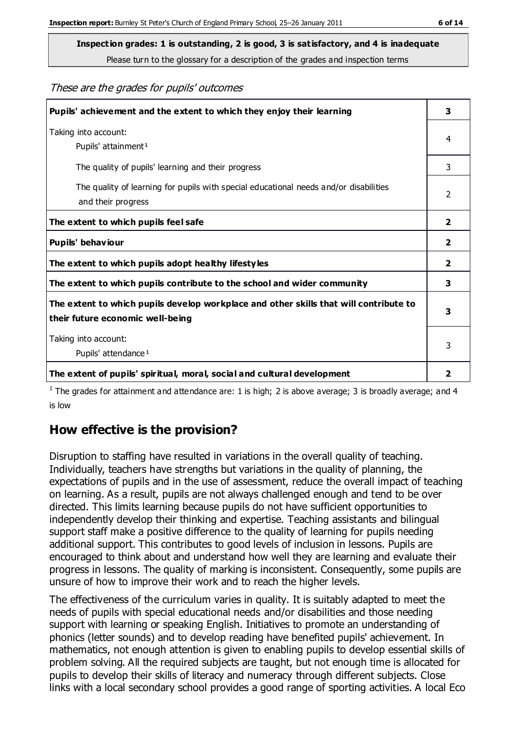**Inspection grades: 1 is outstanding, 2 is good, 3 is satisfactory, and 4 is inadequate**
Please turn to the glossary for a description of the grades and inspection terms

*These are the grades for pupils' outcomes*

| | |
|---|---|
| **Pupils' achievement and the extent to which they enjoy their learning** | **3** |
| Taking into account: Pupils' attainment [1] | 4 |
| The quality of pupils' learning and their progress | 3 |
| The quality of learning for pupils with special educational needs and/or disabilities and their progress | 2 |
| **The extent to which pupils feel safe** | **2** |
| **Pupils' behaviour** | **2** |
| **The extent to which pupils adopt healthy lifestyles** | **2** |
| **The extent to which pupils contribute to the school and wider community** | **3** |
| **The extent to which pupils develop workplace and other skills that will contribute to their future economic well-being** | **3** |
| Taking into account: Pupils' attendance [1] | 3 |
| **The extent of pupils' spiritual, moral, social and cultural development** | **2** |

[1] The grades for attainment and attendance are: 1 is high; 2 is above average; 3 is broadly average; and 4 is low

## How effective is the provision?

Disruption to staffing have resulted in variations in the overall quality of teaching. Individually, teachers have strengths but variations in the quality of planning, the expectations of pupils and in the use of assessment, reduce the overall impact of teaching on learning. As a result, pupils are not always challenged enough and tend to be over directed. This limits learning because pupils do not have sufficient opportunities to independently develop their thinking and expertise. Teaching assistants and bilingual support staff make a positive difference to the quality of learning for pupils needing additional support. This contributes to good levels of inclusion in lessons. Pupils are encouraged to think about and understand how well they are learning and evaluate their progress in lessons. The quality of marking is inconsistent. Consequently, some pupils are unsure of how to improve their work and to reach the higher levels.

The effectiveness of the curriculum varies in quality. It is suitably adapted to meet the needs of pupils with special educational needs and/or disabilities and those needing support with learning or speaking English. Initiatives to promote an understanding of phonics (letter sounds) and to develop reading have benefited pupils' achievement. In mathematics, not enough attention is given to enabling pupils to develop essential skills of problem solving. All the required subjects are taught, but not enough time is allocated for pupils to develop their skills of literacy and numeracy through different subjects. Close links with a local secondary school provides a good range of sporting activities. A local Eco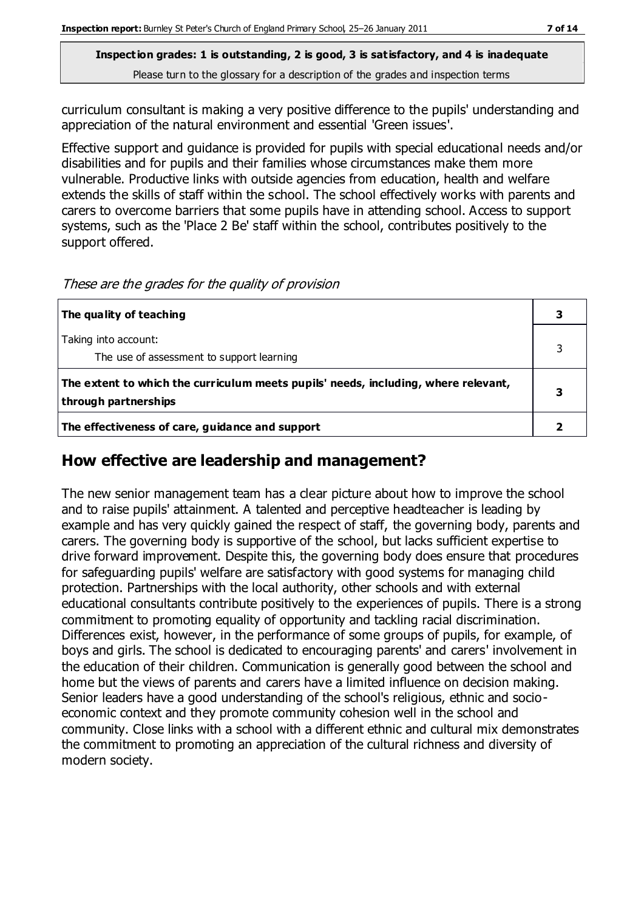curriculum consultant is making a very positive difference to the pupils' understanding and appreciation of the natural environment and essential 'Green issues'.

Effective support and guidance is provided for pupils with special educational needs and/or disabilities and for pupils and their families whose circumstances make them more vulnerable. Productive links with outside agencies from education, health and welfare extends the skills of staff within the school. The school effectively works with parents and carers to overcome barriers that some pupils have in attending school. Access to support systems, such as the 'Place 2 Be' staff within the school, contributes positively to the support offered.

*These are the grades for the quality of provision*

| | |
|---|---|
| **The quality of teaching** | **3** |
| Taking into account:<br>The use of assessment to support learning | 3 |
| **The extent to which the curriculum meets pupils' needs, including, where relevant, through partnerships** | **3** |
| **The effectiveness of care, guidance and support** | **2** |

## How effective are leadership and management?

The new senior management team has a clear picture about how to improve the school and to raise pupils' attainment. A talented and perceptive headteacher is leading by example and has very quickly gained the respect of staff, the governing body, parents and carers. The governing body is supportive of the school, but lacks sufficient expertise to drive forward improvement. Despite this, the governing body does ensure that procedures for safeguarding pupils' welfare are satisfactory with good systems for managing child protection. Partnerships with the local authority, other schools and with external educational consultants contribute positively to the experiences of pupils. There is a strong commitment to promoting equality of opportunity and tackling racial discrimination. Differences exist, however, in the performance of some groups of pupils, for example, of boys and girls. The school is dedicated to encouraging parents' and carers' involvement in the education of their children. Communication is generally good between the school and home but the views of parents and carers have a limited influence on decision making. Senior leaders have a good understanding of the school's religious, ethnic and socio-economic context and they promote community cohesion well in the school and community. Close links with a school with a different ethnic and cultural mix demonstrates the commitment to promoting an appreciation of the cultural richness and diversity of modern society.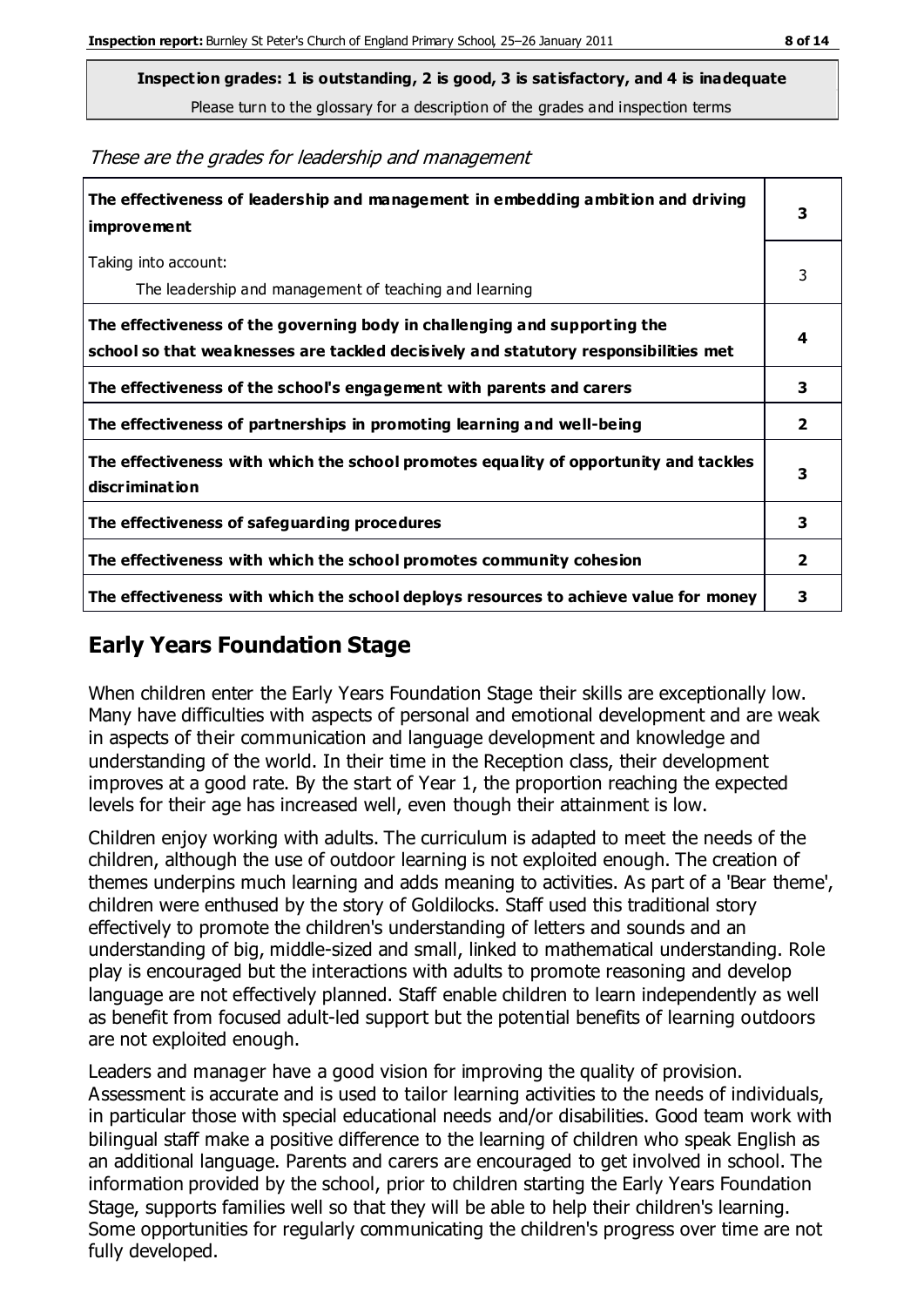**Inspection grades: 1 is outstanding, 2 is good, 3 is satisfactory, and 4 is inadequate**

Please turn to the glossary for a description of the grades and inspection terms

*These are the grades for leadership and management*

| | |
|---|---|
| **The effectiveness of leadership and management in embedding ambition and driving improvement** | **3** |
| Taking into account: The leadership and management of teaching and learning | 3 |
| **The effectiveness of the governing body in challenging and supporting the school so that weaknesses are tackled decisively and statutory responsibilities met** | **4** |
| **The effectiveness of the school's engagement with parents and carers** | **3** |
| **The effectiveness of partnerships in promoting learning and well-being** | **2** |
| **The effectiveness with which the school promotes equality of opportunity and tackles discrimination** | **3** |
| **The effectiveness of safeguarding procedures** | **3** |
| **The effectiveness with which the school promotes community cohesion** | **2** |
| **The effectiveness with which the school deploys resources to achieve value for money** | **3** |

## Early Years Foundation Stage

When children enter the Early Years Foundation Stage their skills are exceptionally low. Many have difficulties with aspects of personal and emotional development and are weak in aspects of their communication and language development and knowledge and understanding of the world. In their time in the Reception class, their development improves at a good rate. By the start of Year 1, the proportion reaching the expected levels for their age has increased well, even though their attainment is low.

Children enjoy working with adults. The curriculum is adapted to meet the needs of the children, although the use of outdoor learning is not exploited enough. The creation of themes underpins much learning and adds meaning to activities. As part of a 'Bear theme', children were enthused by the story of Goldilocks. Staff used this traditional story effectively to promote the children's understanding of letters and sounds and an understanding of big, middle-sized and small, linked to mathematical understanding. Role play is encouraged but the interactions with adults to promote reasoning and develop language are not effectively planned. Staff enable children to learn independently as well as benefit from focused adult-led support but the potential benefits of learning outdoors are not exploited enough.

Leaders and manager have a good vision for improving the quality of provision. Assessment is accurate and is used to tailor learning activities to the needs of individuals, in particular those with special educational needs and/or disabilities. Good team work with bilingual staff make a positive difference to the learning of children who speak English as an additional language. Parents and carers are encouraged to get involved in school. The information provided by the school, prior to children starting the Early Years Foundation Stage, supports families well so that they will be able to help their children's learning. Some opportunities for regularly communicating the children's progress over time are not fully developed.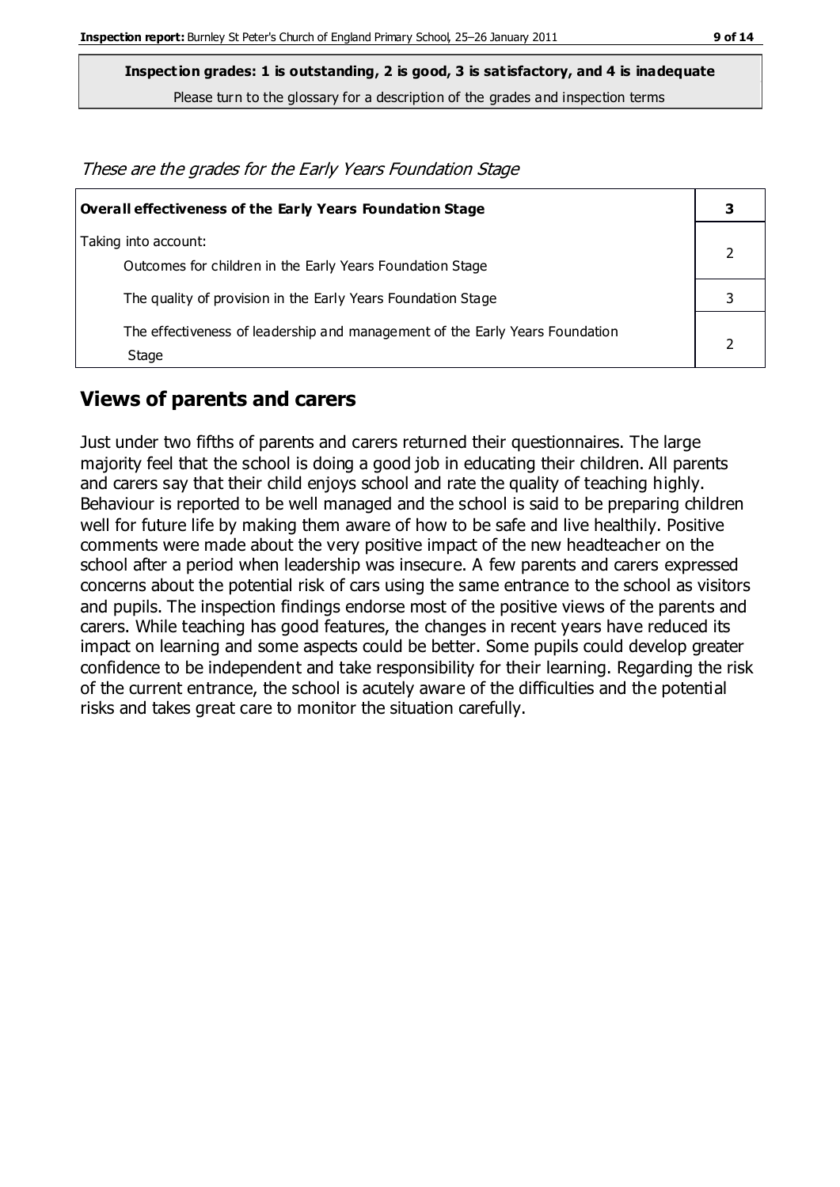**Inspection grades: 1 is outstanding, 2 is good, 3 is satisfactory, and 4 is inadequate**
Please turn to the glossary for a description of the grades and inspection terms

*These are the grades for the Early Years Foundation Stage*

| **Overall effectiveness of the Early Years Foundation Stage** | **3** |
|---|---|
| Taking into account:<br>Outcomes for children in the Early Years Foundation Stage | 2 |
| The quality of provision in the Early Years Foundation Stage | 3 |
| The effectiveness of leadership and management of the Early Years Foundation Stage | 2 |

## Views of parents and carers

Just under two fifths of parents and carers returned their questionnaires. The large majority feel that the school is doing a good job in educating their children. All parents and carers say that their child enjoys school and rate the quality of teaching highly. Behaviour is reported to be well managed and the school is said to be preparing children well for future life by making them aware of how to be safe and live healthily. Positive comments were made about the very positive impact of the new headteacher on the school after a period when leadership was insecure. A few parents and carers expressed concerns about the potential risk of cars using the same entrance to the school as visitors and pupils. The inspection findings endorse most of the positive views of the parents and carers. While teaching has good features, the changes in recent years have reduced its impact on learning and some aspects could be better. Some pupils could develop greater confidence to be independent and take responsibility for their learning. Regarding the risk of the current entrance, the school is acutely aware of the difficulties and the potential risks and takes great care to monitor the situation carefully.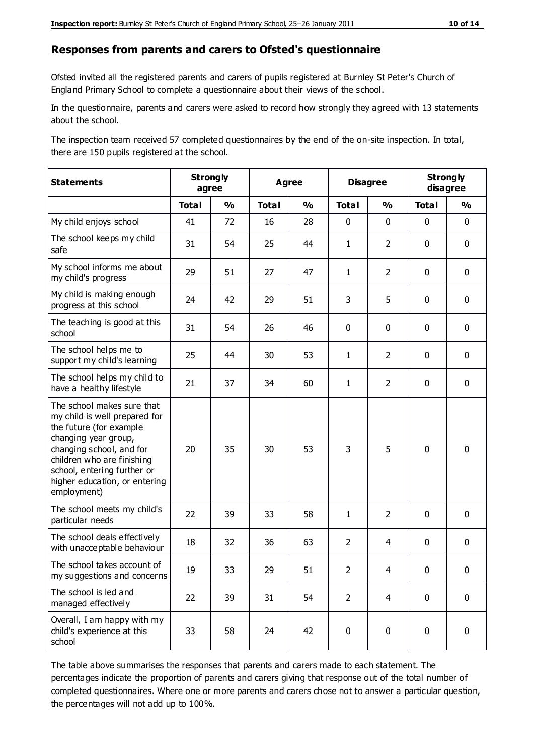## Responses from parents and carers to Ofsted's questionnaire

Ofsted invited all the registered parents and carers of pupils registered at Burnley St Peter's Church of England Primary School to complete a questionnaire about their views of the school.

In the questionnaire, parents and carers were asked to record how strongly they agreed with 13 statements about the school.

The inspection team received 57 completed questionnaires by the end of the on-site inspection. In total, there are 150 pupils registered at the school.

| Statements | Strongly agree | | Agree | | Disagree | | Strongly disagree | |
|---|---|---|---|---|---|---|---|---|
| | Total | % | Total | % | Total | % | Total | % |
| My child enjoys school | 41 | 72 | 16 | 28 | 0 | 0 | 0 | 0 |
| The school keeps my child safe | 31 | 54 | 25 | 44 | 1 | 2 | 0 | 0 |
| My school informs me about my child's progress | 29 | 51 | 27 | 47 | 1 | 2 | 0 | 0 |
| My child is making enough progress at this school | 24 | 42 | 29 | 51 | 3 | 5 | 0 | 0 |
| The teaching is good at this school | 31 | 54 | 26 | 46 | 0 | 0 | 0 | 0 |
| The school helps me to support my child's learning | 25 | 44 | 30 | 53 | 1 | 2 | 0 | 0 |
| The school helps my child to have a healthy lifestyle | 21 | 37 | 34 | 60 | 1 | 2 | 0 | 0 |
| The school makes sure that my child is well prepared for the future (for example changing year group, changing school, and for children who are finishing school, entering further or higher education, or entering employment) | 20 | 35 | 30 | 53 | 3 | 5 | 0 | 0 |
| The school meets my child's particular needs | 22 | 39 | 33 | 58 | 1 | 2 | 0 | 0 |
| The school deals effectively with unacceptable behaviour | 18 | 32 | 36 | 63 | 2 | 4 | 0 | 0 |
| The school takes account of my suggestions and concerns | 19 | 33 | 29 | 51 | 2 | 4 | 0 | 0 |
| The school is led and managed effectively | 22 | 39 | 31 | 54 | 2 | 4 | 0 | 0 |
| Overall, I am happy with my child's experience at this school | 33 | 58 | 24 | 42 | 0 | 0 | 0 | 0 |

The table above summarises the responses that parents and carers made to each statement. The percentages indicate the proportion of parents and carers giving that response out of the total number of completed questionnaires. Where one or more parents and carers chose not to answer a particular question, the percentages will not add up to 100%.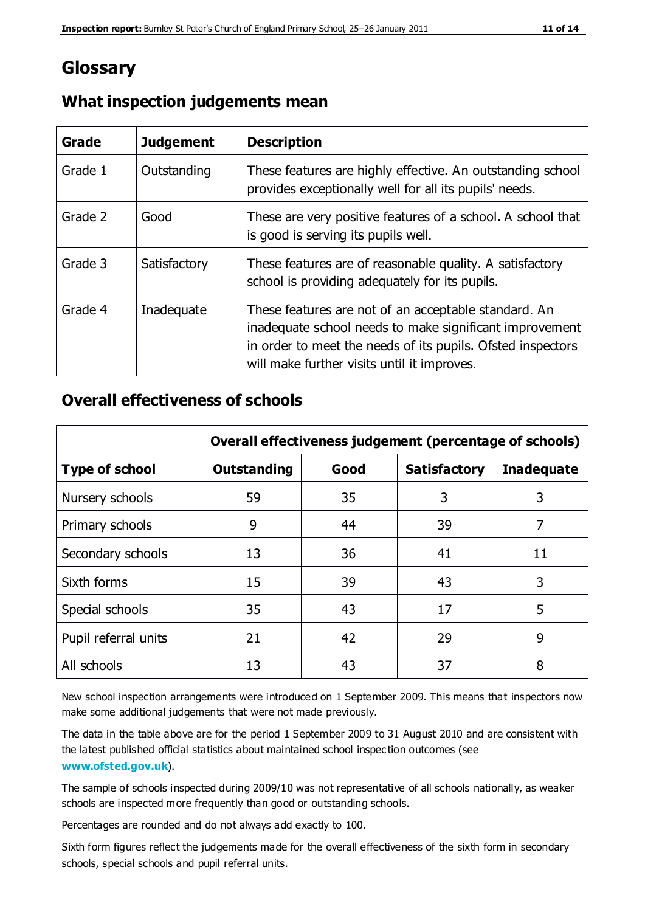# Glossary

## What inspection judgements mean

| Grade | Judgement | Description |
| --- | --- | --- |
| Grade 1 | Outstanding | These features are highly effective. An outstanding school provides exceptionally well for all its pupils' needs. |
| Grade 2 | Good | These are very positive features of a school. A school that is good is serving its pupils well. |
| Grade 3 | Satisfactory | These features are of reasonable quality. A satisfactory school is providing adequately for its pupils. |
| Grade 4 | Inadequate | These features are not of an acceptable standard. An inadequate school needs to make significant improvement in order to meet the needs of its pupils. Ofsted inspectors will make further visits until it improves. |

## Overall effectiveness of schools

| | **Overall effectiveness judgement (percentage of schools)** | | | |
| --- | --- | --- | --- | --- |
| **Type of school** | **Outstanding** | **Good** | **Satisfactory** | **Inadequate** |
| Nursery schools | 59 | 35 | 3 | 3 |
| Primary schools | 9 | 44 | 39 | 7 |
| Secondary schools | 13 | 36 | 41 | 11 |
| Sixth forms | 15 | 39 | 43 | 3 |
| Special schools | 35 | 43 | 17 | 5 |
| Pupil referral units | 21 | 42 | 29 | 9 |
| All schools | 13 | 43 | 37 | 8 |

New school inspection arrangements were introduced on 1 September 2009. This means that inspectors now make some additional judgements that were not made previously.

The data in the table above are for the period 1 September 2009 to 31 August 2010 and are consistent with the latest published official statistics about maintained school inspection outcomes (see **www.ofsted.gov.uk**).

The sample of schools inspected during 2009/10 was not representative of all schools nationally, as weaker schools are inspected more frequently than good or outstanding schools.

Percentages are rounded and do not always add exactly to 100.

Sixth form figures reflect the judgements made for the overall effectiveness of the sixth form in secondary schools, special schools and pupil referral units.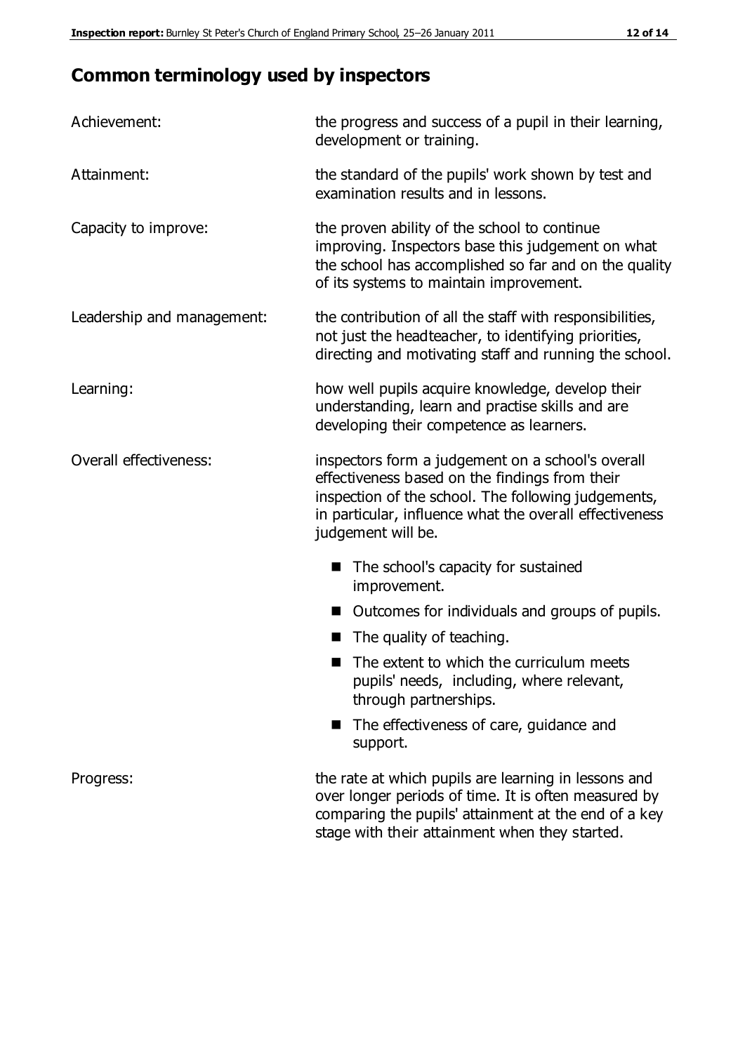## Common terminology used by inspectors

| | |
|---|---|
| Achievement: | the progress and success of a pupil in their learning, development or training. |
| Attainment: | the standard of the pupils' work shown by test and examination results and in lessons. |
| Capacity to improve: | the proven ability of the school to continue improving. Inspectors base this judgement on what the school has accomplished so far and on the quality of its systems to maintain improvement. |
| Leadership and management: | the contribution of all the staff with responsibilities, not just the headteacher, to identifying priorities, directing and motivating staff and running the school. |
| Learning: | how well pupils acquire knowledge, develop their understanding, learn and practise skills and are developing their competence as learners. |
| Overall effectiveness: | inspectors form a judgement on a school's overall effectiveness based on the findings from their inspection of the school. The following judgements, in particular, influence what the overall effectiveness judgement will be. <br>■ The school's capacity for sustained improvement. <br>■ Outcomes for individuals and groups of pupils. <br>■ The quality of teaching. <br>■ The extent to which the curriculum meets pupils' needs, including, where relevant, through partnerships. <br>■ The effectiveness of care, guidance and support. |
| Progress: | the rate at which pupils are learning in lessons and over longer periods of time. It is often measured by comparing the pupils' attainment at the end of a key stage with their attainment when they started. |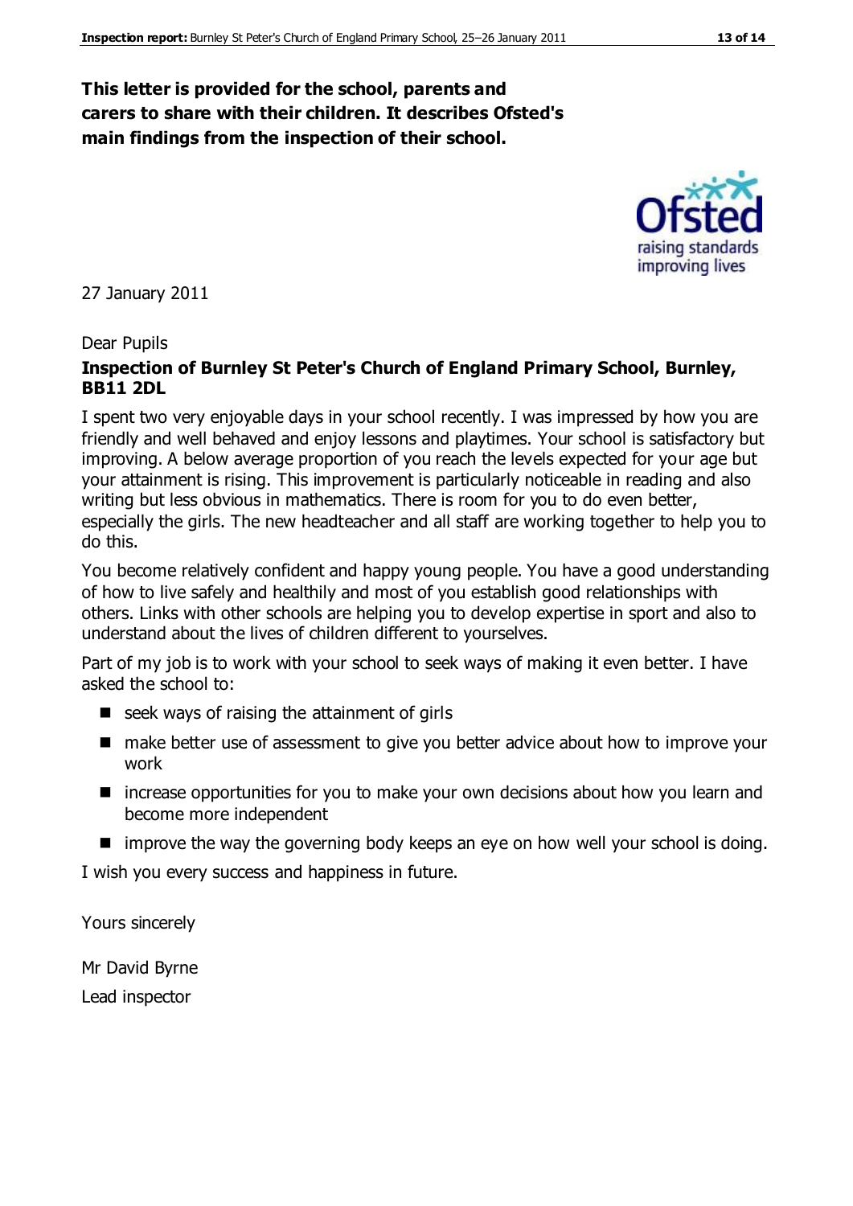**This letter is provided for the school, parents and carers to share with their children. It describes Ofsted's main findings from the inspection of their school.**

27 January 2011

Dear Pupils

**Inspection of Burnley St Peter's Church of England Primary School, Burnley, BB11 2DL**

I spent two very enjoyable days in your school recently. I was impressed by how you are friendly and well behaved and enjoy lessons and playtimes. Your school is satisfactory but improving. A below average proportion of you reach the levels expected for your age but your attainment is rising. This improvement is particularly noticeable in reading and also writing but less obvious in mathematics. There is room for you to do even better, especially the girls. The new headteacher and all staff are working together to help you to do this.

You become relatively confident and happy young people. You have a good understanding of how to live safely and healthily and most of you establish good relationships with others. Links with other schools are helping you to develop expertise in sport and also to understand about the lives of children different to yourselves.

Part of my job is to work with your school to seek ways of making it even better. I have asked the school to:

- seek ways of raising the attainment of girls
- make better use of assessment to give you better advice about how to improve your work
- increase opportunities for you to make your own decisions about how you learn and become more independent
- improve the way the governing body keeps an eye on how well your school is doing.

I wish you every success and happiness in future.

Yours sincerely

Mr David Byrne

Lead inspector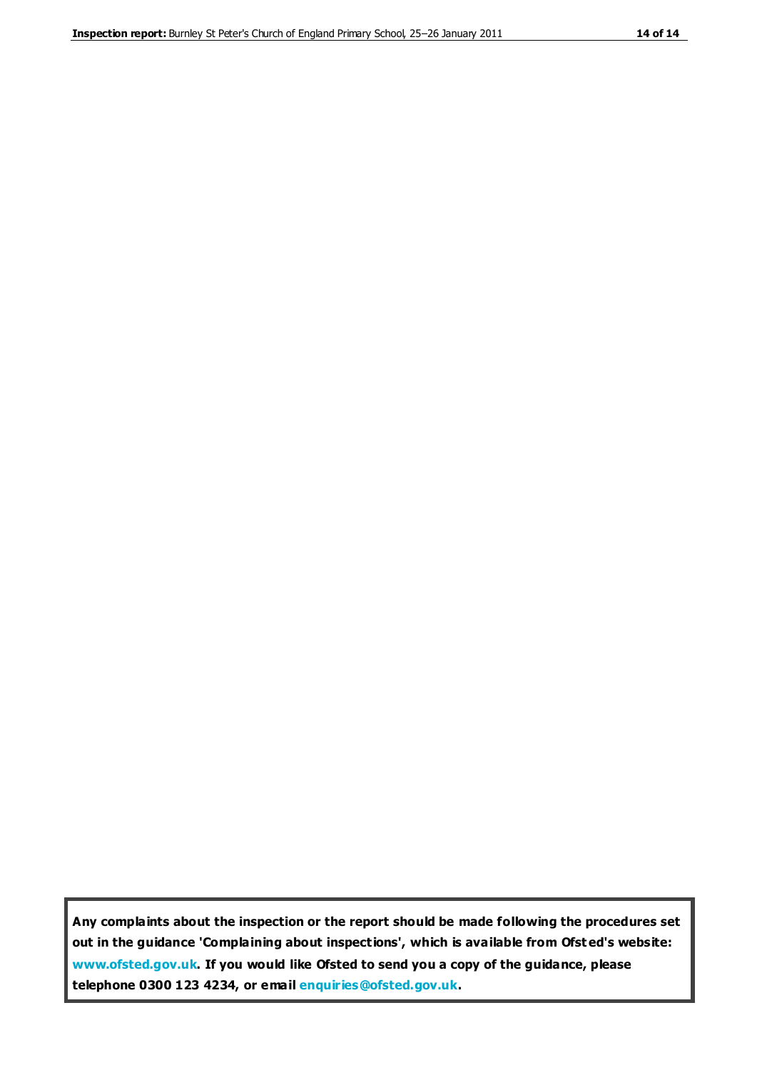**Any complaints about the inspection or the report should be made following the procedures set out in the guidance 'Complaining about inspections', which is available from Ofsted's website: www.ofsted.gov.uk. If you would like Ofsted to send you a copy of the guidance, please telephone 0300 123 4234, or email enquiries@ofsted.gov.uk.**